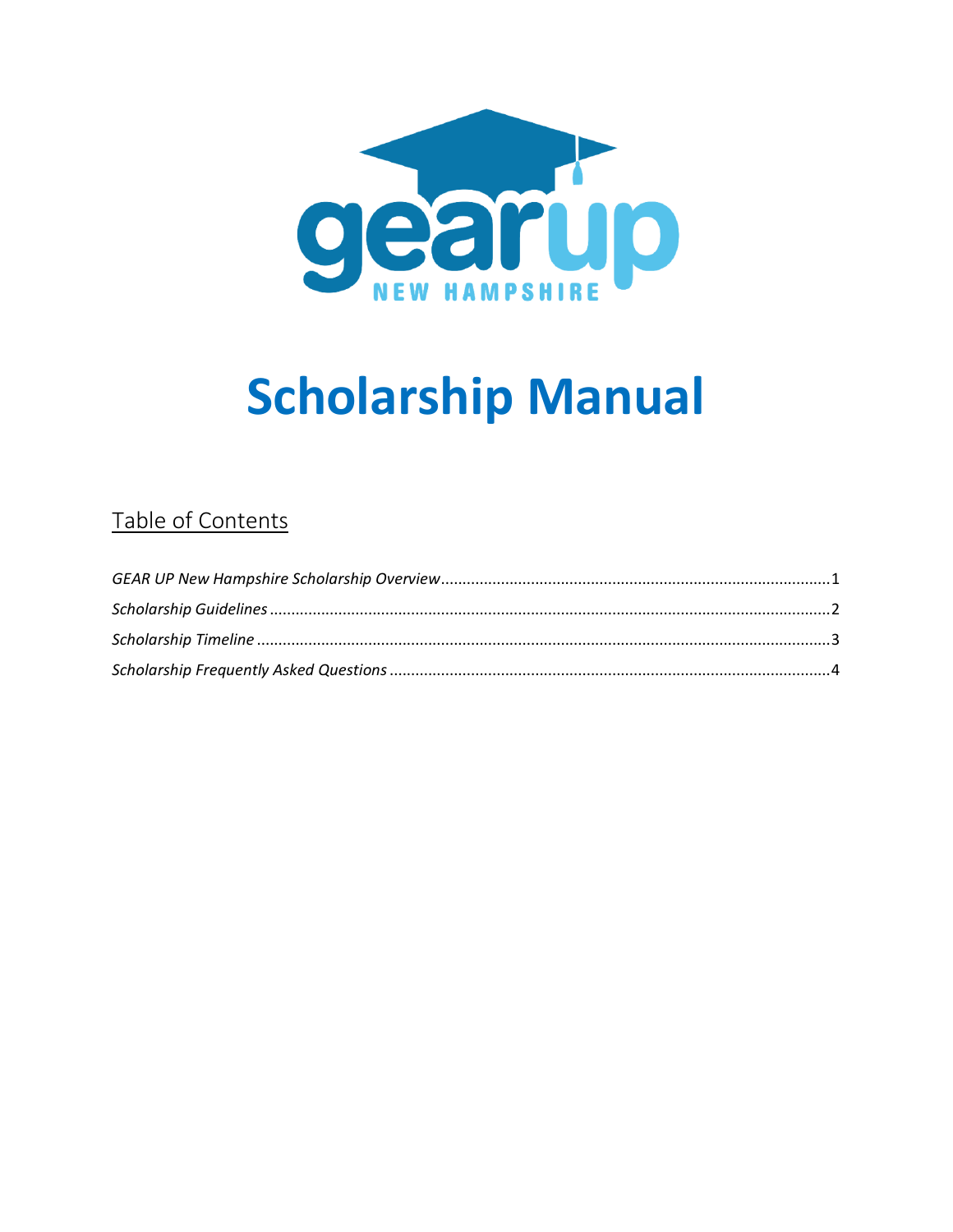# Scholarship Manual

## Table of Contents

*GEAR UP New Hampshire Scholarship Overview*..........1

*Scholarship Guidelines*..........2

*Scholarship Timeline*..........3

*Scholarship Frequently Asked Questions*..........4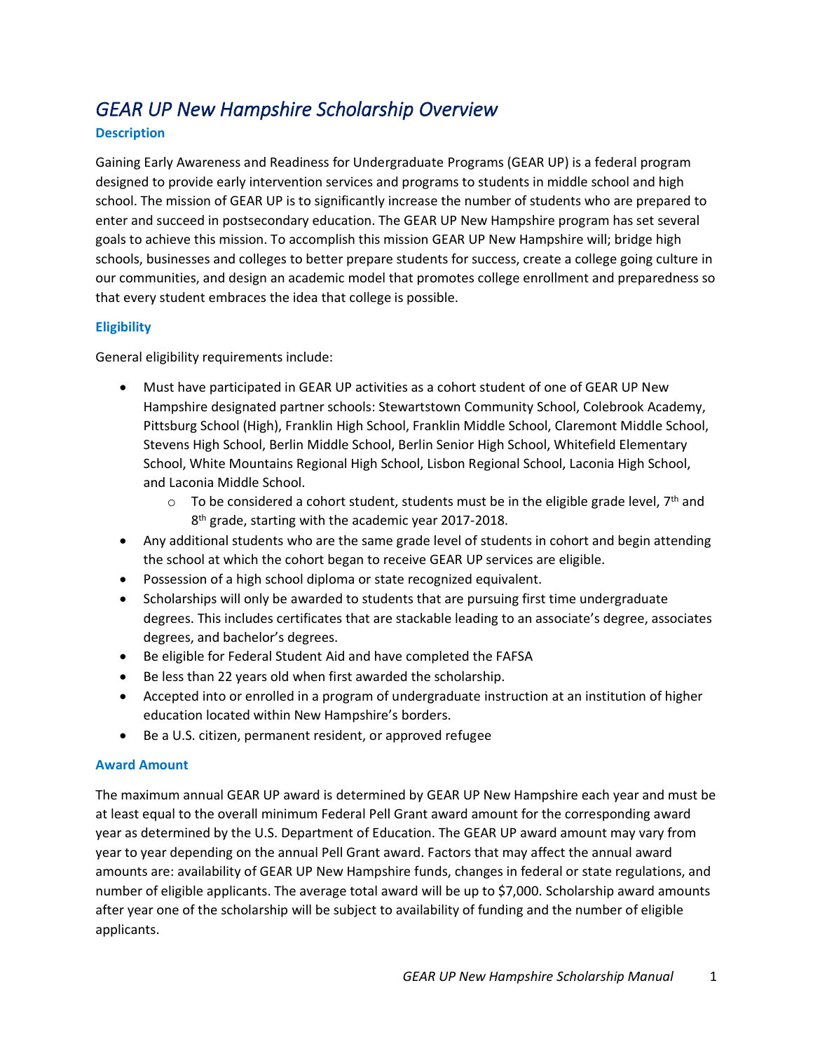# *GEAR UP New Hampshire Scholarship Overview*

### Description

Gaining Early Awareness and Readiness for Undergraduate Programs (GEAR UP) is a federal program designed to provide early intervention services and programs to students in middle school and high school. The mission of GEAR UP is to significantly increase the number of students who are prepared to enter and succeed in postsecondary education. The GEAR UP New Hampshire program has set several goals to achieve this mission. To accomplish this mission GEAR UP New Hampshire will; bridge high schools, businesses and colleges to better prepare students for success, create a college going culture in our communities, and design an academic model that promotes college enrollment and preparedness so that every student embraces the idea that college is possible.

### Eligibility

General eligibility requirements include:

- Must have participated in GEAR UP activities as a cohort student of one of GEAR UP New Hampshire designated partner schools: Stewartstown Community School, Colebrook Academy, Pittsburg School (High), Franklin High School, Franklin Middle School, Claremont Middle School, Stevens High School, Berlin Middle School, Berlin Senior High School, Whitefield Elementary School, White Mountains Regional High School, Lisbon Regional School, Laconia High School, and Laconia Middle School.
    - To be considered a cohort student, students must be in the eligible grade level, 7th and 8th grade, starting with the academic year 2017-2018.
- Any additional students who are the same grade level of students in cohort and begin attending the school at which the cohort began to receive GEAR UP services are eligible.
- Possession of a high school diploma or state recognized equivalent.
- Scholarships will only be awarded to students that are pursuing first time undergraduate degrees. This includes certificates that are stackable leading to an associate's degree, associates degrees, and bachelor's degrees.
- Be eligible for Federal Student Aid and have completed the FAFSA
- Be less than 22 years old when first awarded the scholarship.
- Accepted into or enrolled in a program of undergraduate instruction at an institution of higher education located within New Hampshire's borders.
- Be a U.S. citizen, permanent resident, or approved refugee

### Award Amount

The maximum annual GEAR UP award is determined by GEAR UP New Hampshire each year and must be at least equal to the overall minimum Federal Pell Grant award amount for the corresponding award year as determined by the U.S. Department of Education. The GEAR UP award amount may vary from year to year depending on the annual Pell Grant award. Factors that may affect the annual award amounts are: availability of GEAR UP New Hampshire funds, changes in federal or state regulations, and number of eligible applicants. The average total award will be up to $7,000. Scholarship award amounts after year one of the scholarship will be subject to availability of funding and the number of eligible applicants.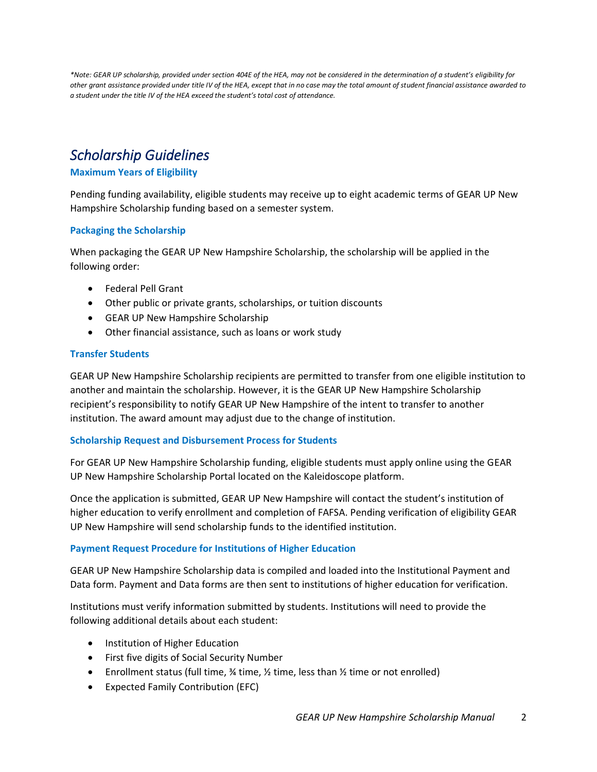*\*Note: GEAR UP scholarship, provided under section 404E of the HEA, may not be considered in the determination of a student's eligibility for other grant assistance provided under title IV of the HEA, except that in no case may the total amount of student financial assistance awarded to a student under the title IV of the HEA exceed the student's total cost of attendance.*

# *Scholarship Guidelines*

### Maximum Years of Eligibility

Pending funding availability, eligible students may receive up to eight academic terms of GEAR UP New Hampshire Scholarship funding based on a semester system.

### Packaging the Scholarship

When packaging the GEAR UP New Hampshire Scholarship, the scholarship will be applied in the following order:

- Federal Pell Grant
- Other public or private grants, scholarships, or tuition discounts
- GEAR UP New Hampshire Scholarship
- Other financial assistance, such as loans or work study

### Transfer Students

GEAR UP New Hampshire Scholarship recipients are permitted to transfer from one eligible institution to another and maintain the scholarship. However, it is the GEAR UP New Hampshire Scholarship recipient's responsibility to notify GEAR UP New Hampshire of the intent to transfer to another institution. The award amount may adjust due to the change of institution.

### Scholarship Request and Disbursement Process for Students

For GEAR UP New Hampshire Scholarship funding, eligible students must apply online using the GEAR UP New Hampshire Scholarship Portal located on the Kaleidoscope platform.

Once the application is submitted, GEAR UP New Hampshire will contact the student's institution of higher education to verify enrollment and completion of FAFSA. Pending verification of eligibility GEAR UP New Hampshire will send scholarship funds to the identified institution.

### Payment Request Procedure for Institutions of Higher Education

GEAR UP New Hampshire Scholarship data is compiled and loaded into the Institutional Payment and Data form. Payment and Data forms are then sent to institutions of higher education for verification.

Institutions must verify information submitted by students. Institutions will need to provide the following additional details about each student:

- Institution of Higher Education
- First five digits of Social Security Number
- Enrollment status (full time, ¾ time, ½ time, less than ½ time or not enrolled)
- Expected Family Contribution (EFC)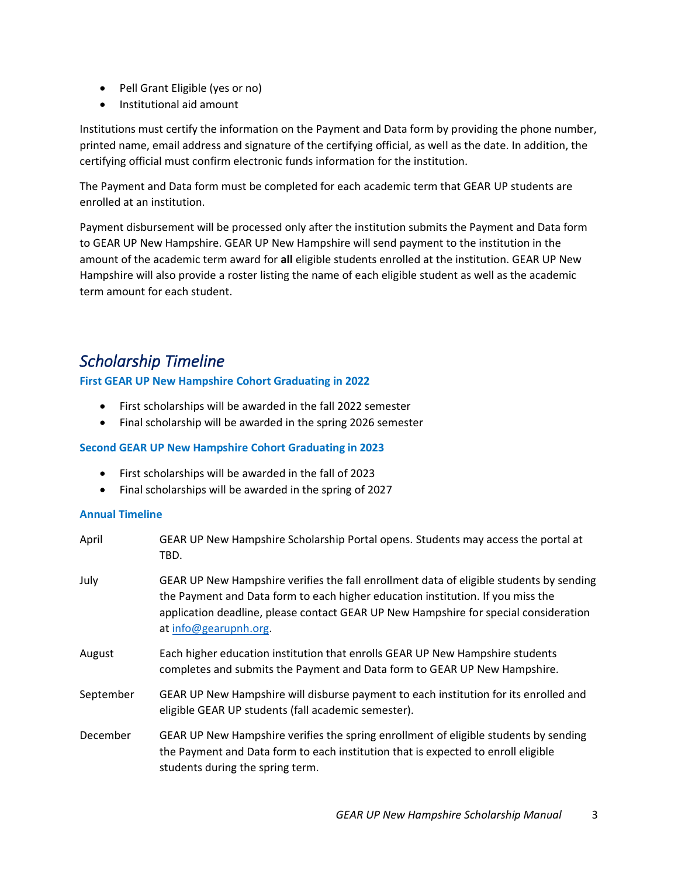- Pell Grant Eligible (yes or no)
- Institutional aid amount

Institutions must certify the information on the Payment and Data form by providing the phone number, printed name, email address and signature of the certifying official, as well as the date. In addition, the certifying official must confirm electronic funds information for the institution.

The Payment and Data form must be completed for each academic term that GEAR UP students are enrolled at an institution.

Payment disbursement will be processed only after the institution submits the Payment and Data form to GEAR UP New Hampshire. GEAR UP New Hampshire will send payment to the institution in the amount of the academic term award for **all** eligible students enrolled at the institution. GEAR UP New Hampshire will also provide a roster listing the name of each eligible student as well as the academic term amount for each student.

## *Scholarship Timeline*

### First GEAR UP New Hampshire Cohort Graduating in 2022

- First scholarships will be awarded in the fall 2022 semester
- Final scholarship will be awarded in the spring 2026 semester

### Second GEAR UP New Hampshire Cohort Graduating in 2023

- First scholarships will be awarded in the fall of 2023
- Final scholarships will be awarded in the spring of 2027

### Annual Timeline

| | |
|---|---|
| April | GEAR UP New Hampshire Scholarship Portal opens. Students may access the portal at TBD. |
| July | GEAR UP New Hampshire verifies the fall enrollment data of eligible students by sending the Payment and Data form to each higher education institution. If you miss the application deadline, please contact GEAR UP New Hampshire for special consideration at info@gearupnh.org. |
| August | Each higher education institution that enrolls GEAR UP New Hampshire students completes and submits the Payment and Data form to GEAR UP New Hampshire. |
| September | GEAR UP New Hampshire will disburse payment to each institution for its enrolled and eligible GEAR UP students (fall academic semester). |
| December | GEAR UP New Hampshire verifies the spring enrollment of eligible students by sending the Payment and Data form to each institution that is expected to enroll eligible students during the spring term. |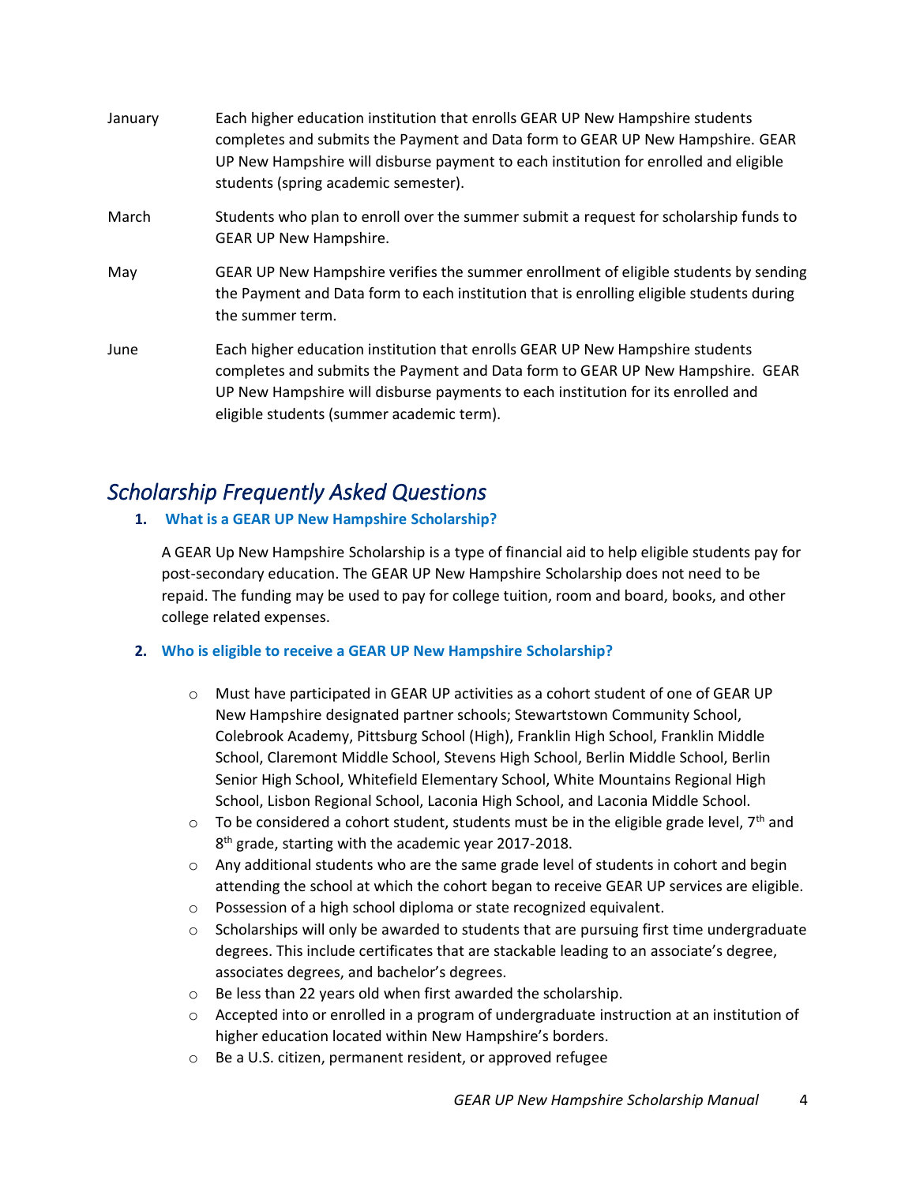| | |
|---|---|
| January | Each higher education institution that enrolls GEAR UP New Hampshire students completes and submits the Payment and Data form to GEAR UP New Hampshire. GEAR UP New Hampshire will disburse payment to each institution for enrolled and eligible students (spring academic semester). |
| March | Students who plan to enroll over the summer submit a request for scholarship funds to GEAR UP New Hampshire. |
| May | GEAR UP New Hampshire verifies the summer enrollment of eligible students by sending the Payment and Data form to each institution that is enrolling eligible students during the summer term. |
| June | Each higher education institution that enrolls GEAR UP New Hampshire students completes and submits the Payment and Data form to GEAR UP New Hampshire. GEAR UP New Hampshire will disburse payments to each institution for its enrolled and eligible students (summer academic term). |

## *Scholarship Frequently Asked Questions*

1. **What is a GEAR UP New Hampshire Scholarship?**

   A GEAR Up New Hampshire Scholarship is a type of financial aid to help eligible students pay for post-secondary education. The GEAR UP New Hampshire Scholarship does not need to be repaid. The funding may be used to pay for college tuition, room and board, books, and other college related expenses.

2. **Who is eligible to receive a GEAR UP New Hampshire Scholarship?**

   - Must have participated in GEAR UP activities as a cohort student of one of GEAR UP New Hampshire designated partner schools; Stewartstown Community School, Colebrook Academy, Pittsburg School (High), Franklin High School, Franklin Middle School, Claremont Middle School, Stevens High School, Berlin Middle School, Berlin Senior High School, Whitefield Elementary School, White Mountains Regional High School, Lisbon Regional School, Laconia High School, and Laconia Middle School.
   - To be considered a cohort student, students must be in the eligible grade level, 7th and 8th grade, starting with the academic year 2017-2018.
   - Any additional students who are the same grade level of students in cohort and begin attending the school at which the cohort began to receive GEAR UP services are eligible.
   - Possession of a high school diploma or state recognized equivalent.
   - Scholarships will only be awarded to students that are pursuing first time undergraduate degrees. This include certificates that are stackable leading to an associate's degree, associates degrees, and bachelor's degrees.
   - Be less than 22 years old when first awarded the scholarship.
   - Accepted into or enrolled in a program of undergraduate instruction at an institution of higher education located within New Hampshire's borders.
   - Be a U.S. citizen, permanent resident, or approved refugee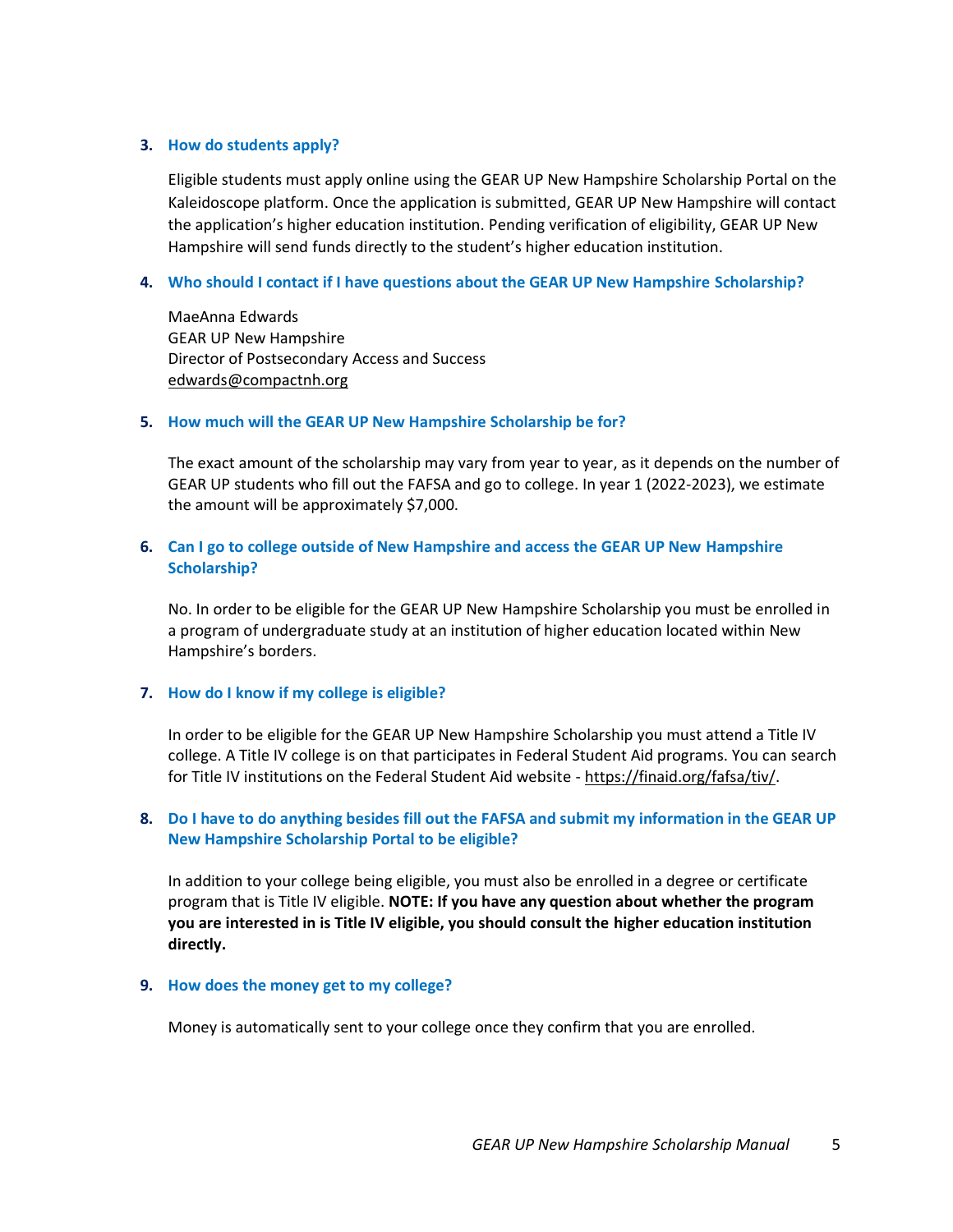3. **How do students apply?**

   Eligible students must apply online using the GEAR UP New Hampshire Scholarship Portal on the Kaleidoscope platform. Once the application is submitted, GEAR UP New Hampshire will contact the application's higher education institution. Pending verification of eligibility, GEAR UP New Hampshire will send funds directly to the student's higher education institution.

4. **Who should I contact if I have questions about the GEAR UP New Hampshire Scholarship?**

   MaeAnna Edwards
   GEAR UP New Hampshire
   Director of Postsecondary Access and Success
   edwards@compactnh.org

5. **How much will the GEAR UP New Hampshire Scholarship be for?**

   The exact amount of the scholarship may vary from year to year, as it depends on the number of GEAR UP students who fill out the FAFSA and go to college. In year 1 (2022-2023), we estimate the amount will be approximately $7,000.

6. **Can I go to college outside of New Hampshire and access the GEAR UP New Hampshire Scholarship?**

   No. In order to be eligible for the GEAR UP New Hampshire Scholarship you must be enrolled in a program of undergraduate study at an institution of higher education located within New Hampshire's borders.

7. **How do I know if my college is eligible?**

   In order to be eligible for the GEAR UP New Hampshire Scholarship you must attend a Title IV college. A Title IV college is on that participates in Federal Student Aid programs. You can search for Title IV institutions on the Federal Student Aid website - https://finaid.org/fafsa/tiv/.

8. **Do I have to do anything besides fill out the FAFSA and submit my information in the GEAR UP New Hampshire Scholarship Portal to be eligible?**

   In addition to your college being eligible, you must also be enrolled in a degree or certificate program that is Title IV eligible. **NOTE: If you have any question about whether the program you are interested in is Title IV eligible, you should consult the higher education institution directly.**

9. **How does the money get to my college?**

   Money is automatically sent to your college once they confirm that you are enrolled.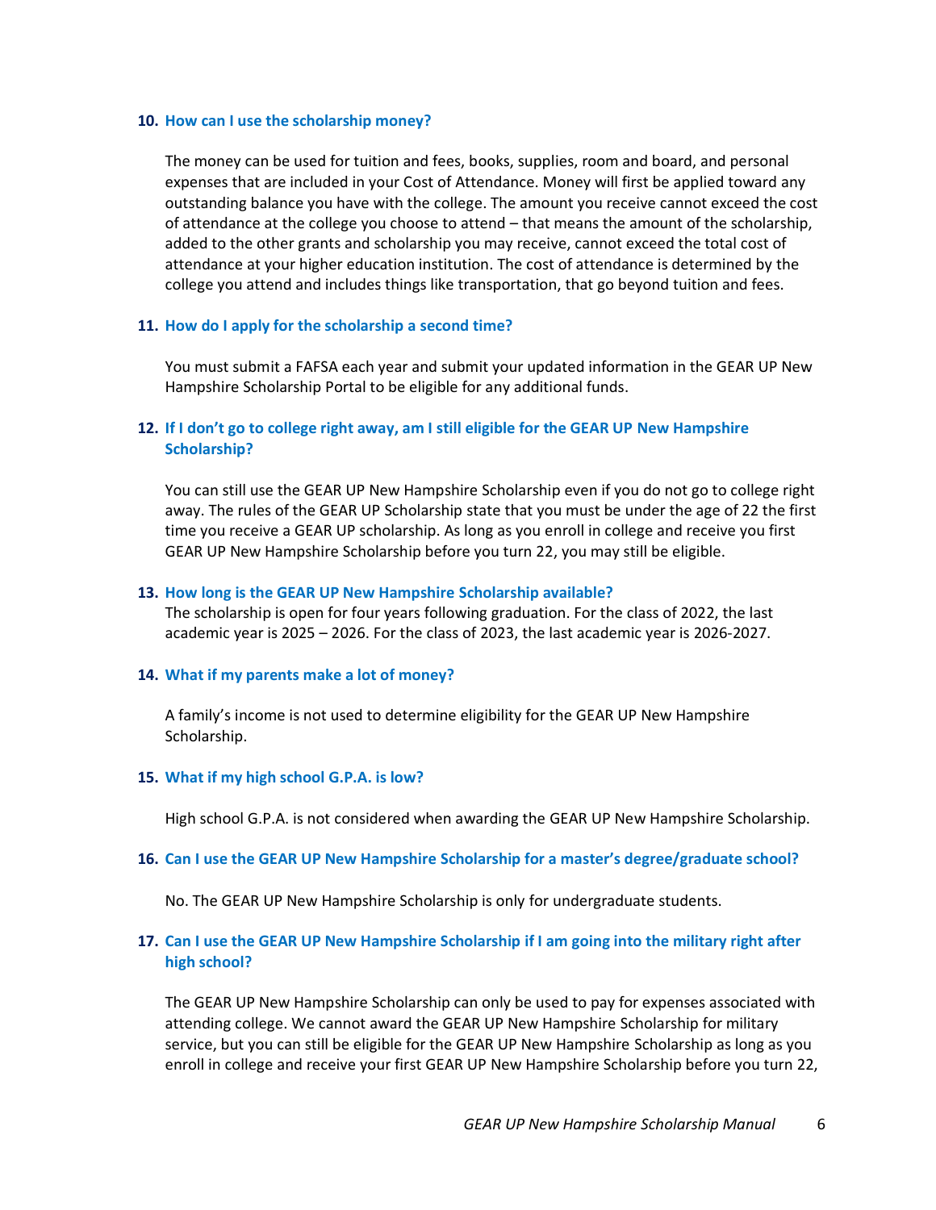**10. How can I use the scholarship money?**

The money can be used for tuition and fees, books, supplies, room and board, and personal expenses that are included in your Cost of Attendance. Money will first be applied toward any outstanding balance you have with the college. The amount you receive cannot exceed the cost of attendance at the college you choose to attend – that means the amount of the scholarship, added to the other grants and scholarship you may receive, cannot exceed the total cost of attendance at your higher education institution. The cost of attendance is determined by the college you attend and includes things like transportation, that go beyond tuition and fees.

**11. How do I apply for the scholarship a second time?**

You must submit a FAFSA each year and submit your updated information in the GEAR UP New Hampshire Scholarship Portal to be eligible for any additional funds.

**12. If I don't go to college right away, am I still eligible for the GEAR UP New Hampshire Scholarship?**

You can still use the GEAR UP New Hampshire Scholarship even if you do not go to college right away. The rules of the GEAR UP Scholarship state that you must be under the age of 22 the first time you receive a GEAR UP scholarship. As long as you enroll in college and receive you first GEAR UP New Hampshire Scholarship before you turn 22, you may still be eligible.

**13. How long is the GEAR UP New Hampshire Scholarship available?**

The scholarship is open for four years following graduation. For the class of 2022, the last academic year is 2025 – 2026. For the class of 2023, the last academic year is 2026-2027.

**14. What if my parents make a lot of money?**

A family's income is not used to determine eligibility for the GEAR UP New Hampshire Scholarship.

**15. What if my high school G.P.A. is low?**

High school G.P.A. is not considered when awarding the GEAR UP New Hampshire Scholarship.

**16. Can I use the GEAR UP New Hampshire Scholarship for a master's degree/graduate school?**

No. The GEAR UP New Hampshire Scholarship is only for undergraduate students.

**17. Can I use the GEAR UP New Hampshire Scholarship if I am going into the military right after high school?**

The GEAR UP New Hampshire Scholarship can only be used to pay for expenses associated with attending college. We cannot award the GEAR UP New Hampshire Scholarship for military service, but you can still be eligible for the GEAR UP New Hampshire Scholarship as long as you enroll in college and receive your first GEAR UP New Hampshire Scholarship before you turn 22,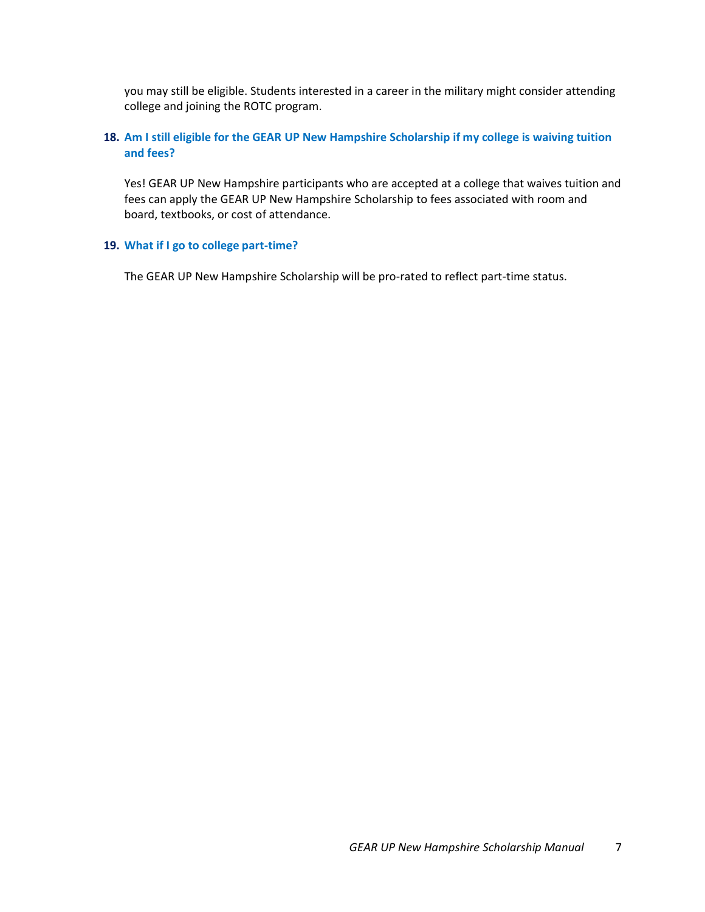you may still be eligible. Students interested in a career in the military might consider attending college and joining the ROTC program.

18. **Am I still eligible for the GEAR UP New Hampshire Scholarship if my college is waiving tuition and fees?**

    Yes! GEAR UP New Hampshire participants who are accepted at a college that waives tuition and fees can apply the GEAR UP New Hampshire Scholarship to fees associated with room and board, textbooks, or cost of attendance.

19. **What if I go to college part-time?**

    The GEAR UP New Hampshire Scholarship will be pro-rated to reflect part-time status.